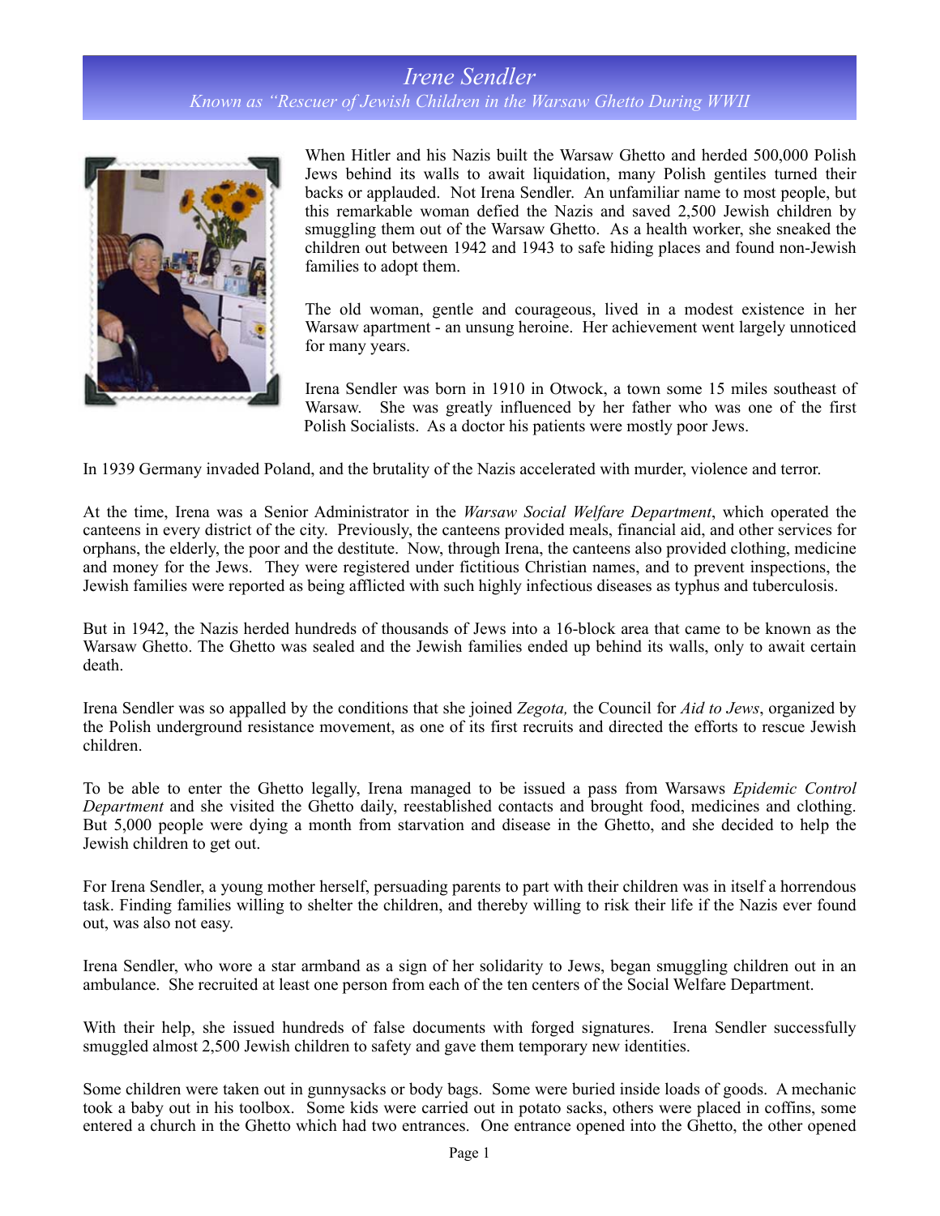# Irene Sendler

*Known as "Rescuer of Jewish Children in the Warsaw Ghetto During WWII*

When Hitler and his Nazis built the Warsaw Ghetto and herded 500,000 Polish Jews behind its walls to await liquidation, many Polish gentiles turned their backs or applauded. Not Irena Sendler. An unfamiliar name to most people, but this remarkable woman defied the Nazis and saved 2,500 Jewish children by smuggling them out of the Warsaw Ghetto. As a health worker, she sneaked the children out between 1942 and 1943 to safe hiding places and found non-Jewish families to adopt them.

The old woman, gentle and courageous, lived in a modest existence in her Warsaw apartment - an unsung heroine. Her achievement went largely unnoticed for many years.

Irena Sendler was born in 1910 in Otwock, a town some 15 miles southeast of Warsaw. She was greatly influenced by her father who was one of the first Polish Socialists. As a doctor his patients were mostly poor Jews.

In 1939 Germany invaded Poland, and the brutality of the Nazis accelerated with murder, violence and terror.

At the time, Irena was a Senior Administrator in the *Warsaw Social Welfare Department*, which operated the canteens in every district of the city. Previously, the canteens provided meals, financial aid, and other services for orphans, the elderly, the poor and the destitute. Now, through Irena, the canteens also provided clothing, medicine and money for the Jews. They were registered under fictitious Christian names, and to prevent inspections, the Jewish families were reported as being afflicted with such highly infectious diseases as typhus and tuberculosis.

But in 1942, the Nazis herded hundreds of thousands of Jews into a 16-block area that came to be known as the Warsaw Ghetto. The Ghetto was sealed and the Jewish families ended up behind its walls, only to await certain death.

Irena Sendler was so appalled by the conditions that she joined *Zegota,* the Council for *Aid to Jews*, organized by the Polish underground resistance movement, as one of its first recruits and directed the efforts to rescue Jewish children.

To be able to enter the Ghetto legally, Irena managed to be issued a pass from Warsaws *Epidemic Control Department* and she visited the Ghetto daily, reestablished contacts and brought food, medicines and clothing. But 5,000 people were dying a month from starvation and disease in the Ghetto, and she decided to help the Jewish children to get out.

For Irena Sendler, a young mother herself, persuading parents to part with their children was in itself a horrendous task. Finding families willing to shelter the children, and thereby willing to risk their life if the Nazis ever found out, was also not easy.

Irena Sendler, who wore a star armband as a sign of her solidarity to Jews, began smuggling children out in an ambulance. She recruited at least one person from each of the ten centers of the Social Welfare Department.

With their help, she issued hundreds of false documents with forged signatures. Irena Sendler successfully smuggled almost 2,500 Jewish children to safety and gave them temporary new identities.

Some children were taken out in gunnysacks or body bags. Some were buried inside loads of goods. A mechanic took a baby out in his toolbox. Some kids were carried out in potato sacks, others were placed in coffins, some entered a church in the Ghetto which had two entrances. One entrance opened into the Ghetto, the other opened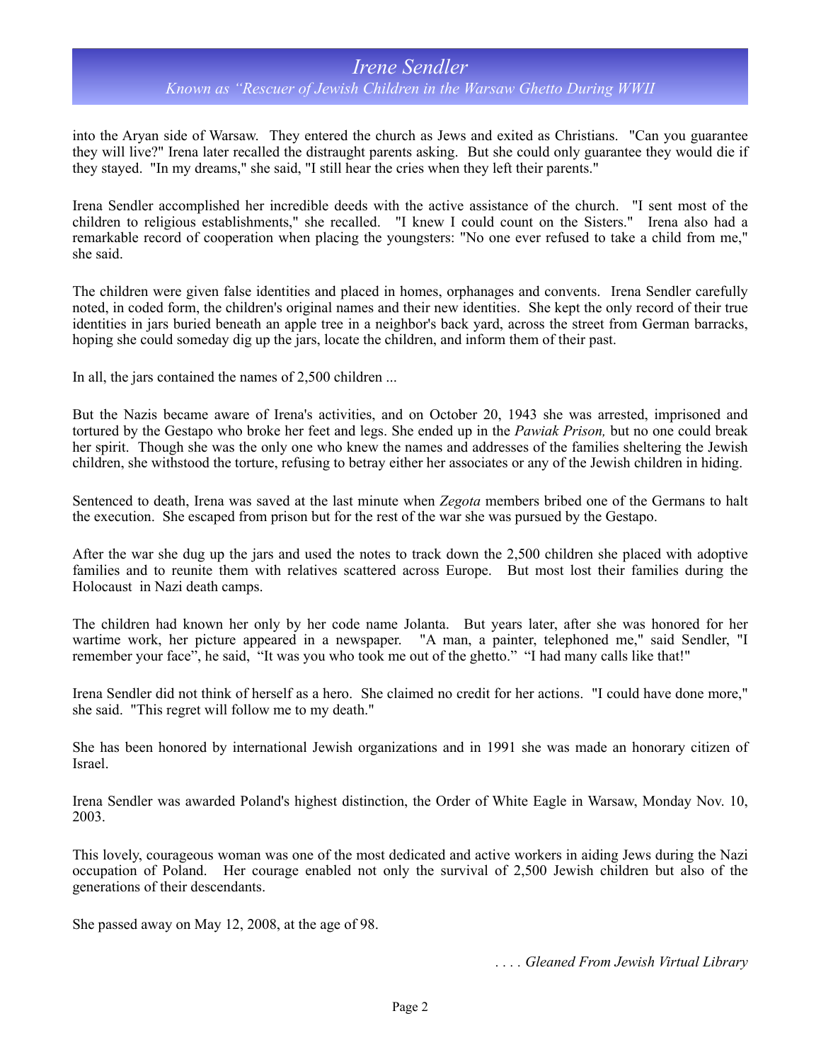into the Aryan side of Warsaw. They entered the church as Jews and exited as Christians. "Can you guarantee they will live?" Irena later recalled the distraught parents asking. But she could only guarantee they would die if they stayed. "In my dreams," she said, "I still hear the cries when they left their parents."

Irena Sendler accomplished her incredible deeds with the active assistance of the church. "I sent most of the children to religious establishments," she recalled. "I knew I could count on the Sisters." Irena also had a remarkable record of cooperation when placing the youngsters: "No one ever refused to take a child from me," she said.

The children were given false identities and placed in homes, orphanages and convents. Irena Sendler carefully noted, in coded form, the children's original names and their new identities. She kept the only record of their true identities in jars buried beneath an apple tree in a neighbor's back yard, across the street from German barracks, hoping she could someday dig up the jars, locate the children, and inform them of their past.

In all, the jars contained the names of 2,500 children ...

But the Nazis became aware of Irena's activities, and on October 20, 1943 she was arrested, imprisoned and tortured by the Gestapo who broke her feet and legs. She ended up in the *Pawiak Prison,* but no one could break her spirit. Though she was the only one who knew the names and addresses of the families sheltering the Jewish children, she withstood the torture, refusing to betray either her associates or any of the Jewish children in hiding.

Sentenced to death, Irena was saved at the last minute when *Zegota* members bribed one of the Germans to halt the execution. She escaped from prison but for the rest of the war she was pursued by the Gestapo.

After the war she dug up the jars and used the notes to track down the 2,500 children she placed with adoptive families and to reunite them with relatives scattered across Europe. But most lost their families during the Holocaust in Nazi death camps.

The children had known her only by her code name Jolanta. But years later, after she was honored for her wartime work, her picture appeared in a newspaper. "A man, a painter, telephoned me," said Sendler, "I remember your face", he said, "It was you who took me out of the ghetto." "I had many calls like that!"

Irena Sendler did not think of herself as a hero. She claimed no credit for her actions. "I could have done more," she said. "This regret will follow me to my death."

She has been honored by international Jewish organizations and in 1991 she was made an honorary citizen of Israel.

Irena Sendler was awarded Poland's highest distinction, the Order of White Eagle in Warsaw, Monday Nov. 10, 2003.

This lovely, courageous woman was one of the most dedicated and active workers in aiding Jews during the Nazi occupation of Poland. Her courage enabled not only the survival of 2,500 Jewish children but also of the generations of their descendants.

She passed away on May 12, 2008, at the age of 98.

*. . . . Gleaned From Jewish Virtual Library*